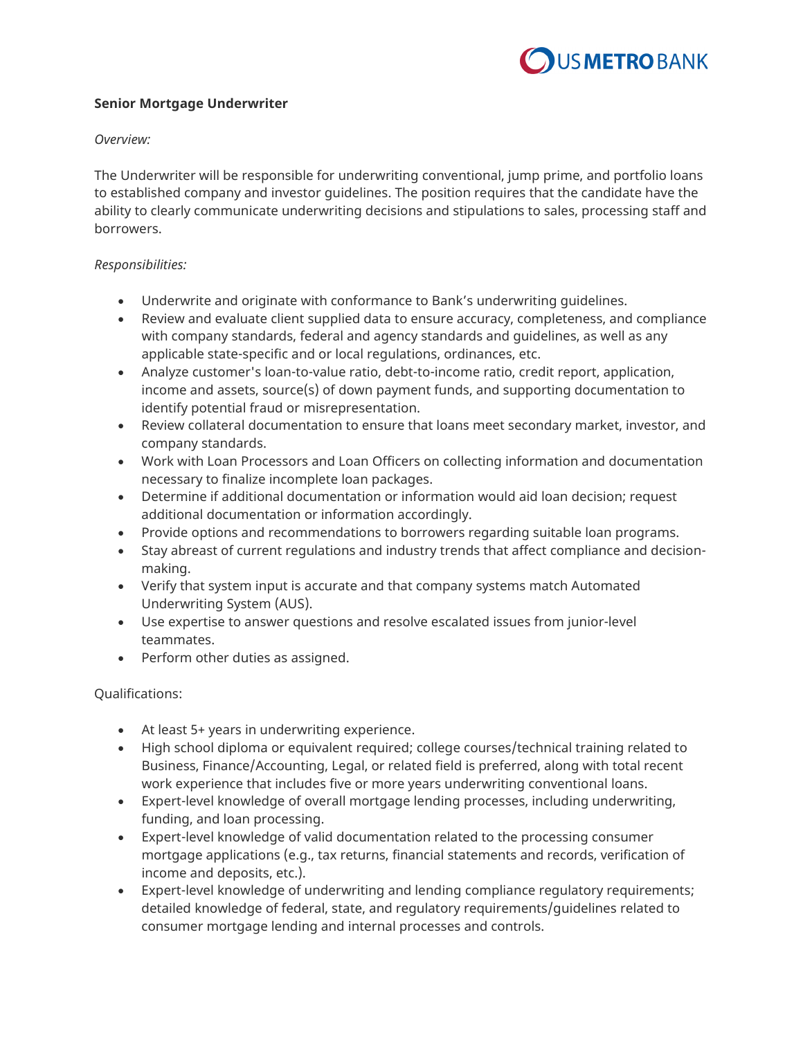US METRO BANK

**Senior Mortgage Underwriter**

*Overview:*

The Underwriter will be responsible for underwriting conventional, jump prime, and portfolio loans to established company and investor guidelines. The position requires that the candidate have the ability to clearly communicate underwriting decisions and stipulations to sales, processing staff and borrowers.

*Responsibilities:*

- Underwrite and originate with conformance to Bank's underwriting guidelines.
- Review and evaluate client supplied data to ensure accuracy, completeness, and compliance with company standards, federal and agency standards and guidelines, as well as any applicable state-specific and or local regulations, ordinances, etc.
- Analyze customer's loan-to-value ratio, debt-to-income ratio, credit report, application, income and assets, source(s) of down payment funds, and supporting documentation to identify potential fraud or misrepresentation.
- Review collateral documentation to ensure that loans meet secondary market, investor, and company standards.
- Work with Loan Processors and Loan Officers on collecting information and documentation necessary to finalize incomplete loan packages.
- Determine if additional documentation or information would aid loan decision; request additional documentation or information accordingly.
- Provide options and recommendations to borrowers regarding suitable loan programs.
- Stay abreast of current regulations and industry trends that affect compliance and decision-making.
- Verify that system input is accurate and that company systems match Automated Underwriting System (AUS).
- Use expertise to answer questions and resolve escalated issues from junior-level teammates.
- Perform other duties as assigned.

Qualifications:

- At least 5+ years in underwriting experience.
- High school diploma or equivalent required; college courses/technical training related to Business, Finance/Accounting, Legal, or related field is preferred, along with total recent work experience that includes five or more years underwriting conventional loans.
- Expert-level knowledge of overall mortgage lending processes, including underwriting, funding, and loan processing.
- Expert-level knowledge of valid documentation related to the processing consumer mortgage applications (e.g., tax returns, financial statements and records, verification of income and deposits, etc.).
- Expert-level knowledge of underwriting and lending compliance regulatory requirements; detailed knowledge of federal, state, and regulatory requirements/guidelines related to consumer mortgage lending and internal processes and controls.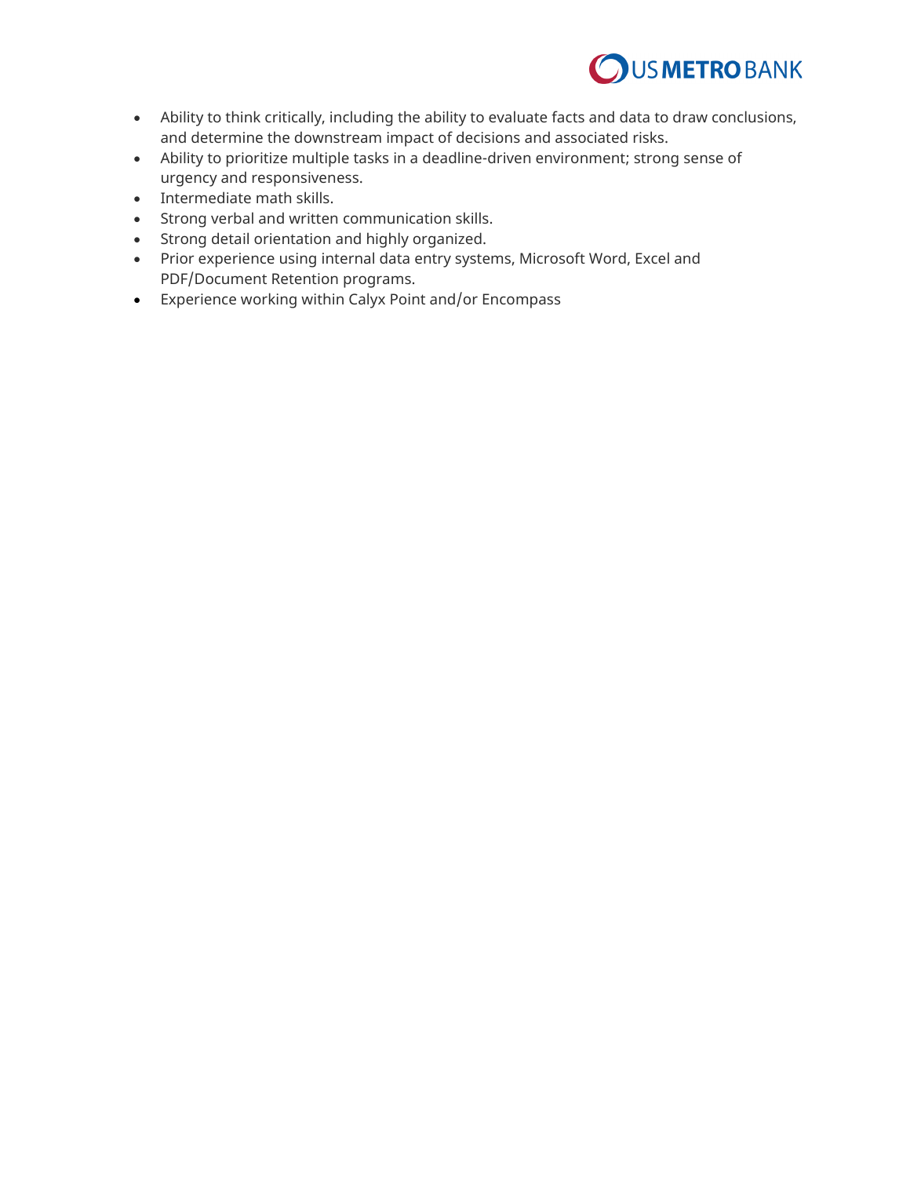- Ability to think critically, including the ability to evaluate facts and data to draw conclusions, and determine the downstream impact of decisions and associated risks.
- Ability to prioritize multiple tasks in a deadline-driven environment; strong sense of urgency and responsiveness.
- Intermediate math skills.
- Strong verbal and written communication skills.
- Strong detail orientation and highly organized.
- Prior experience using internal data entry systems, Microsoft Word, Excel and PDF/Document Retention programs.
- Experience working within Calyx Point and/or Encompass